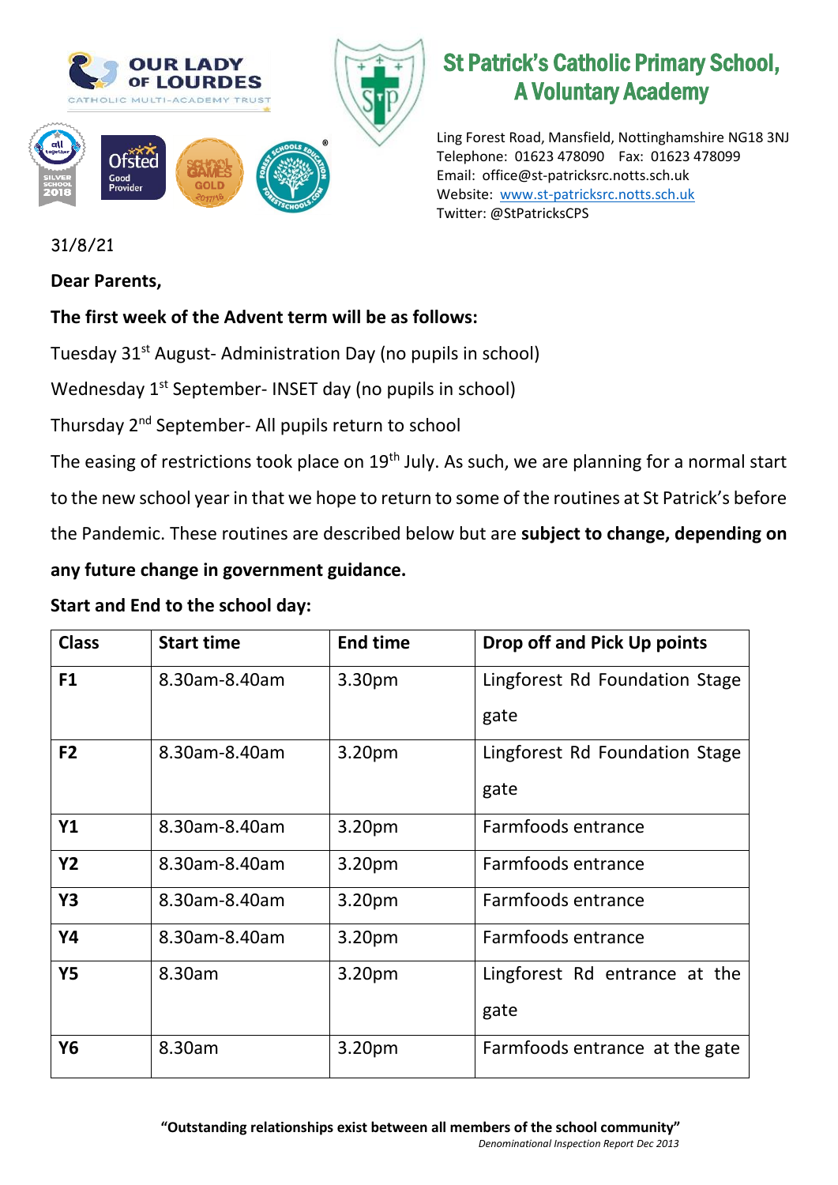OUR LADY OF LOURDES
CATHOLIC MULTI-ACADEMY TRUST

# St Patrick's Catholic Primary School, A Voluntary Academy

Ling Forest Road, Mansfield, Nottinghamshire NG18 3NJ
Telephone: 01623 478090 Fax: 01623 478099
Email: office@st-patricksrc.notts.sch.uk
Website: www.st-patricksrc.notts.sch.uk
Twitter: @StPatricksCPS

31/8/21

**Dear Parents,**

**The first week of the Advent term will be as follows:**

Tuesday 31st August- Administration Day (no pupils in school)

Wednesday 1st September- INSET day (no pupils in school)

Thursday 2nd September- All pupils return to school

The easing of restrictions took place on 19th July. As such, we are planning for a normal start to the new school year in that we hope to return to some of the routines at St Patrick's before the Pandemic. These routines are described below but are **subject to change, depending on any future change in government guidance.**

**Start and End to the school day:**

| Class | Start time | End time | Drop off and Pick Up points |
|---|---|---|---|
| **F1** | 8.30am-8.40am | 3.30pm | Lingforest Rd Foundation Stage gate |
| **F2** | 8.30am-8.40am | 3.20pm | Lingforest Rd Foundation Stage gate |
| **Y1** | 8.30am-8.40am | 3.20pm | Farmfoods entrance |
| **Y2** | 8.30am-8.40am | 3.20pm | Farmfoods entrance |
| **Y3** | 8.30am-8.40am | 3.20pm | Farmfoods entrance |
| **Y4** | 8.30am-8.40am | 3.20pm | Farmfoods entrance |
| **Y5** | 8.30am | 3.20pm | Lingforest Rd entrance at the gate |
| **Y6** | 8.30am | 3.20pm | Farmfoods entrance at the gate |

**"Outstanding relationships exist between all members of the school community"**
*Denominational Inspection Report Dec 2013*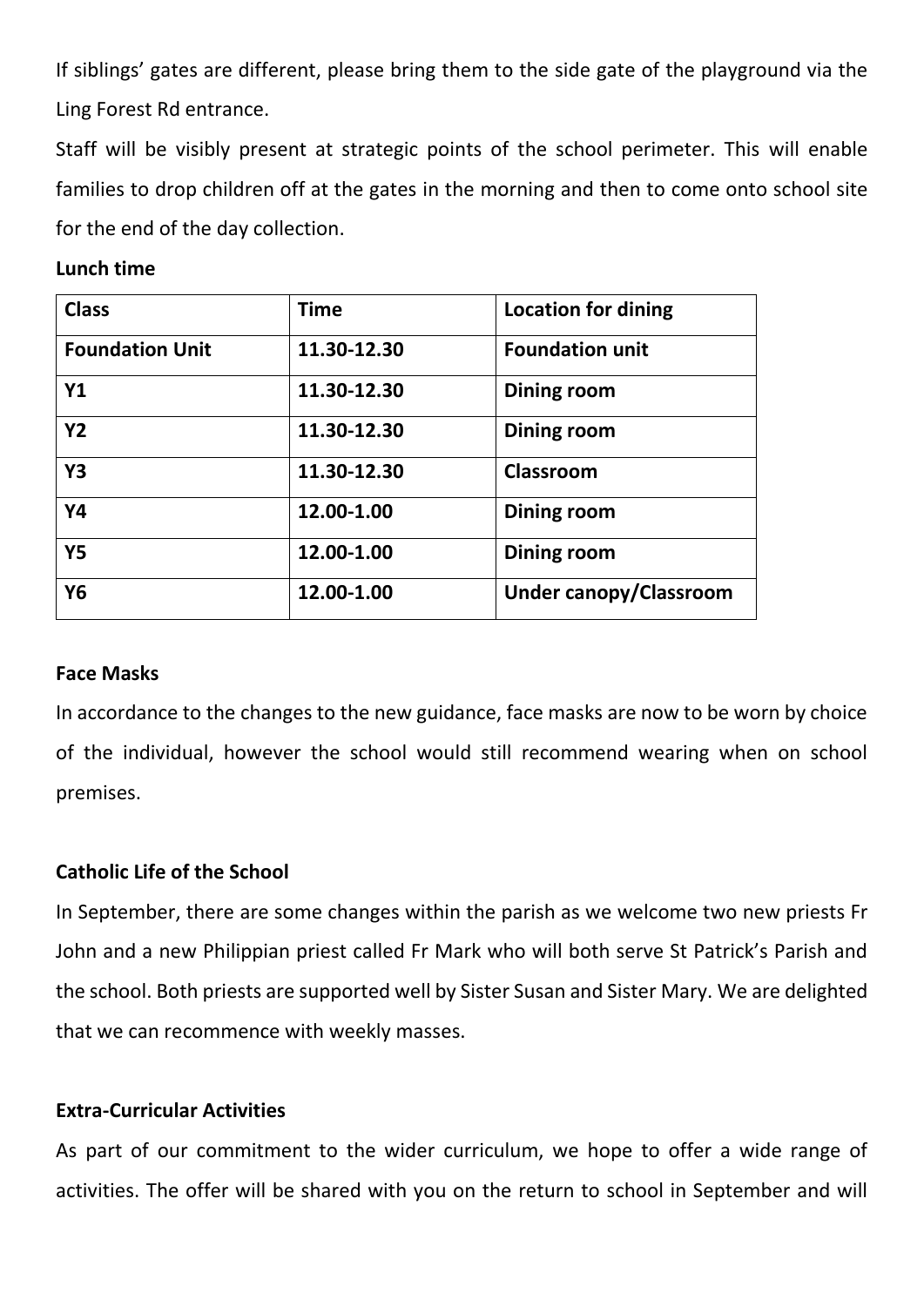If siblings' gates are different, please bring them to the side gate of the playground via the Ling Forest Rd entrance.

Staff will be visibly present at strategic points of the school perimeter. This will enable families to drop children off at the gates in the morning and then to come onto school site for the end of the day collection.

**Lunch time**

| **Class** | **Time** | **Location for dining** |
|---|---|---|
| **Foundation Unit** | **11.30-12.30** | **Foundation unit** |
| **Y1** | **11.30-12.30** | **Dining room** |
| **Y2** | **11.30-12.30** | **Dining room** |
| **Y3** | **11.30-12.30** | **Classroom** |
| **Y4** | **12.00-1.00** | **Dining room** |
| **Y5** | **12.00-1.00** | **Dining room** |
| **Y6** | **12.00-1.00** | **Under canopy/Classroom** |

**Face Masks**

In accordance to the changes to the new guidance, face masks are now to be worn by choice of the individual, however the school would still recommend wearing when on school premises.

**Catholic Life of the School**

In September, there are some changes within the parish as we welcome two new priests Fr John and a new Philippian priest called Fr Mark who will both serve St Patrick's Parish and the school. Both priests are supported well by Sister Susan and Sister Mary. We are delighted that we can recommence with weekly masses.

**Extra-Curricular Activities**

As part of our commitment to the wider curriculum, we hope to offer a wide range of activities. The offer will be shared with you on the return to school in September and will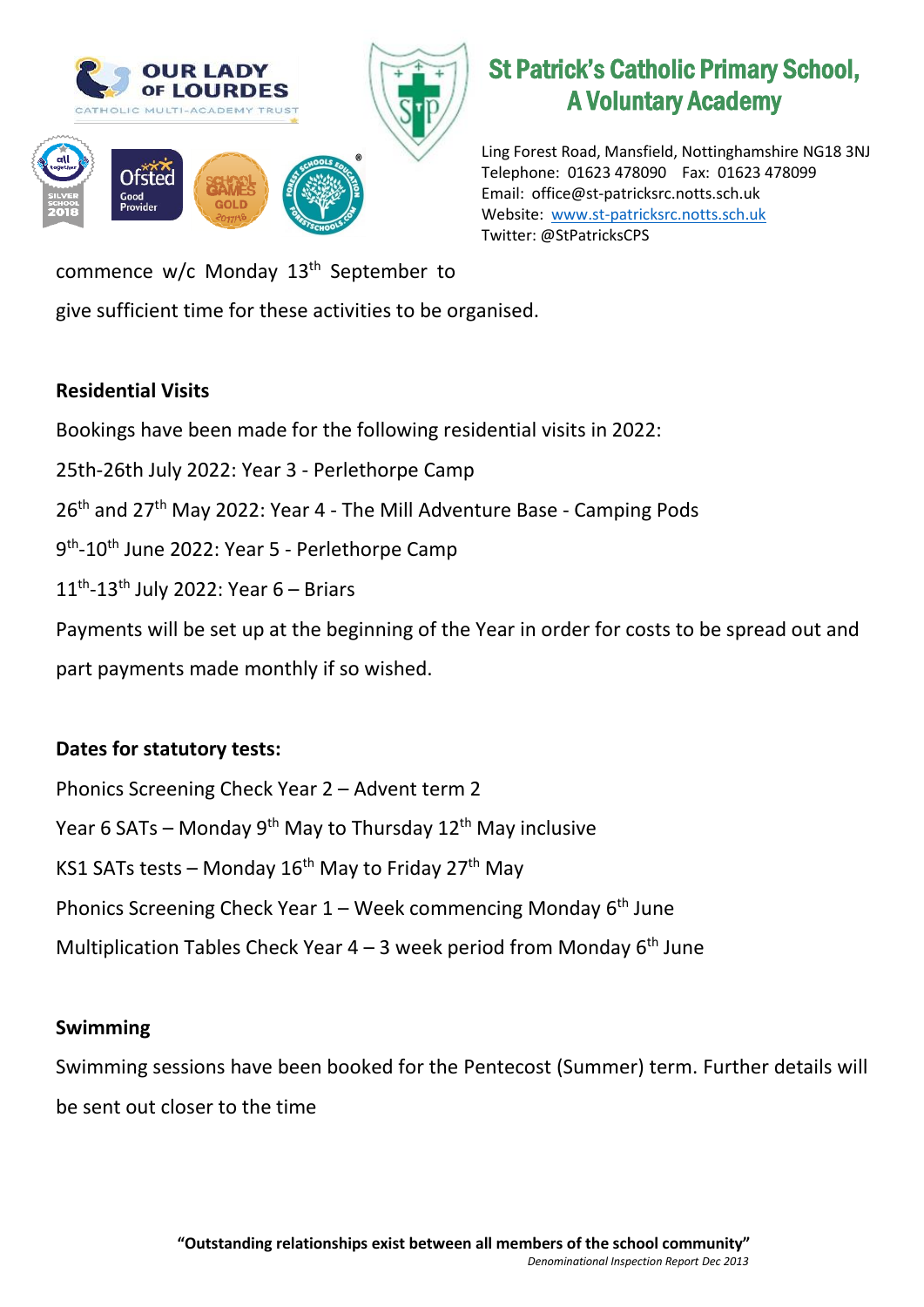commence w/c Monday 13th September to

give sufficient time for these activities to be organised.

**Residential Visits**

Bookings have been made for the following residential visits in 2022:

25th-26th July 2022: Year 3 - Perlethorpe Camp

26th and 27th May 2022: Year 4 - The Mill Adventure Base - Camping Pods

9th-10th June 2022: Year 5 - Perlethorpe Camp

11th-13th July 2022: Year 6 – Briars

Payments will be set up at the beginning of the Year in order for costs to be spread out and part payments made monthly if so wished.

**Dates for statutory tests:**

Phonics Screening Check Year 2 – Advent term 2

Year 6 SATs – Monday 9th May to Thursday 12th May inclusive

KS1 SATs tests – Monday 16th May to Friday 27th May

Phonics Screening Check Year 1 – Week commencing Monday 6th June

Multiplication Tables Check Year 4 – 3 week period from Monday 6th June

**Swimming**

Swimming sessions have been booked for the Pentecost (Summer) term. Further details will be sent out closer to the time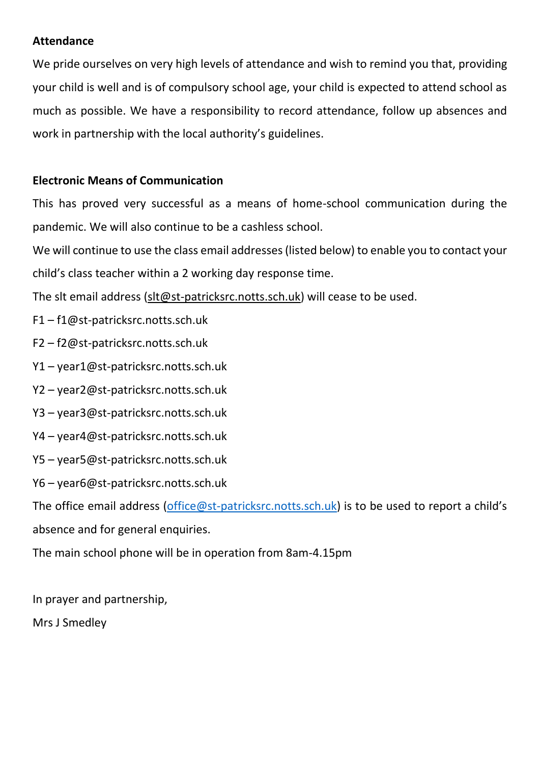**Attendance**

We pride ourselves on very high levels of attendance and wish to remind you that, providing your child is well and is of compulsory school age, your child is expected to attend school as much as possible. We have a responsibility to record attendance, follow up absences and work in partnership with the local authority's guidelines.

**Electronic Means of Communication**

This has proved very successful as a means of home-school communication during the pandemic. We will also continue to be a cashless school.

We will continue to use the class email addresses (listed below) to enable you to contact your child's class teacher within a 2 working day response time.

The slt email address (slt@st-patricksrc.notts.sch.uk) will cease to be used.

F1 – f1@st-patricksrc.notts.sch.uk

F2 – f2@st-patricksrc.notts.sch.uk

Y1 – year1@st-patricksrc.notts.sch.uk

Y2 – year2@st-patricksrc.notts.sch.uk

Y3 – year3@st-patricksrc.notts.sch.uk

Y4 – year4@st-patricksrc.notts.sch.uk

Y5 – year5@st-patricksrc.notts.sch.uk

Y6 – year6@st-patricksrc.notts.sch.uk

The office email address (office@st-patricksrc.notts.sch.uk) is to be used to report a child's absence and for general enquiries.

The main school phone will be in operation from 8am-4.15pm

In prayer and partnership,

Mrs J Smedley